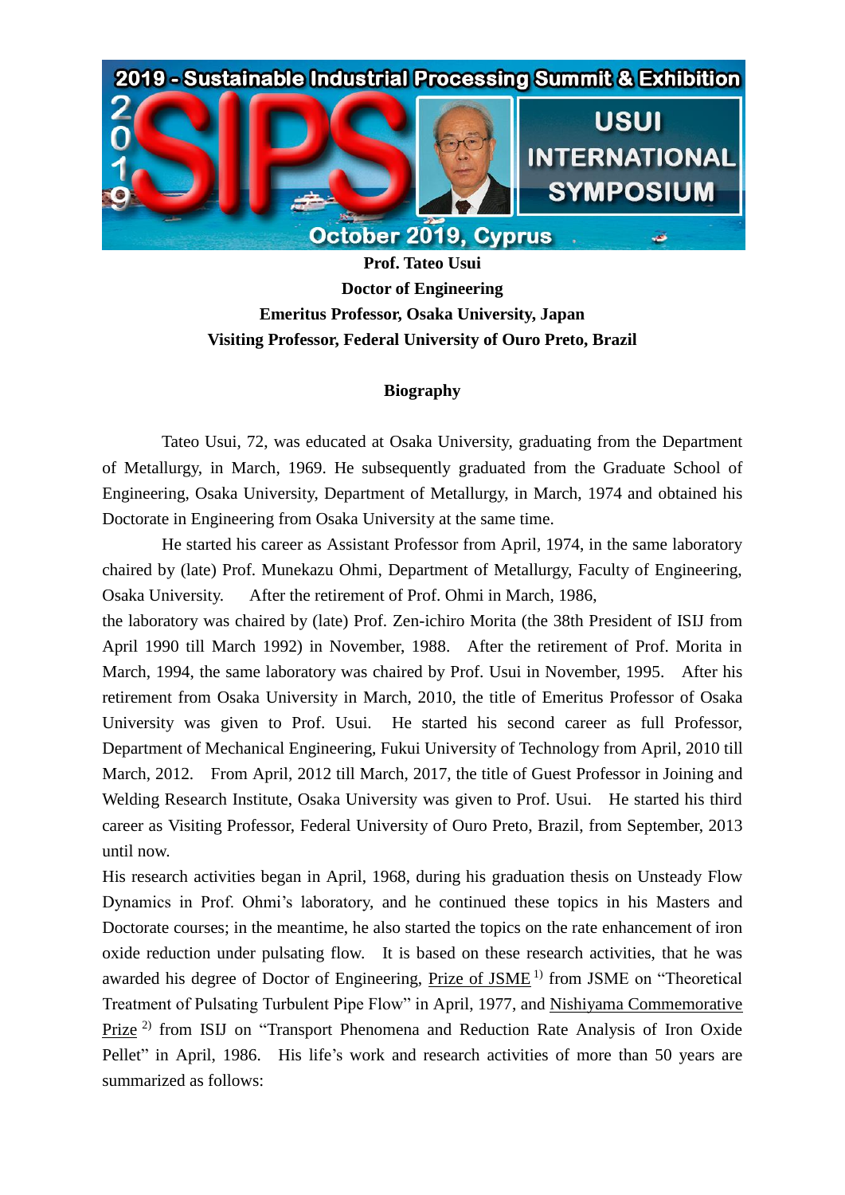**Prof. Tateo Usui**
**Doctor of Engineering**
**Emeritus Professor, Osaka University, Japan**
**Visiting Professor, Federal University of Ouro Preto, Brazil**

## Biography

Tateo Usui, 72, was educated at Osaka University, graduating from the Department of Metallurgy, in March, 1969. He subsequently graduated from the Graduate School of Engineering, Osaka University, Department of Metallurgy, in March, 1974 and obtained his Doctorate in Engineering from Osaka University at the same time.

He started his career as Assistant Professor from April, 1974, in the same laboratory chaired by (late) Prof. Munekazu Ohmi, Department of Metallurgy, Faculty of Engineering, Osaka University. After the retirement of Prof. Ohmi in March, 1986, the laboratory was chaired by (late) Prof. Zen-ichiro Morita (the 38th President of ISIJ from April 1990 till March 1992) in November, 1988. After the retirement of Prof. Morita in March, 1994, the same laboratory was chaired by Prof. Usui in November, 1995. After his retirement from Osaka University in March, 2010, the title of Emeritus Professor of Osaka University was given to Prof. Usui. He started his second career as full Professor, Department of Mechanical Engineering, Fukui University of Technology from April, 2010 till March, 2012. From April, 2012 till March, 2017, the title of Guest Professor in Joining and Welding Research Institute, Osaka University was given to Prof. Usui. He started his third career as Visiting Professor, Federal University of Ouro Preto, Brazil, from September, 2013 until now.

His research activities began in April, 1968, during his graduation thesis on Unsteady Flow Dynamics in Prof. Ohmi's laboratory, and he continued these topics in his Masters and Doctorate courses; in the meantime, he also started the topics on the rate enhancement of iron oxide reduction under pulsating flow. It is based on these research activities, that he was awarded his degree of Doctor of Engineering, Prize of JSME [1] from JSME on "Theoretical Treatment of Pulsating Turbulent Pipe Flow" in April, 1977, and Nishiyama Commemorative Prize [2] from ISIJ on "Transport Phenomena and Reduction Rate Analysis of Iron Oxide Pellet" in April, 1986. His life's work and research activities of more than 50 years are summarized as follows: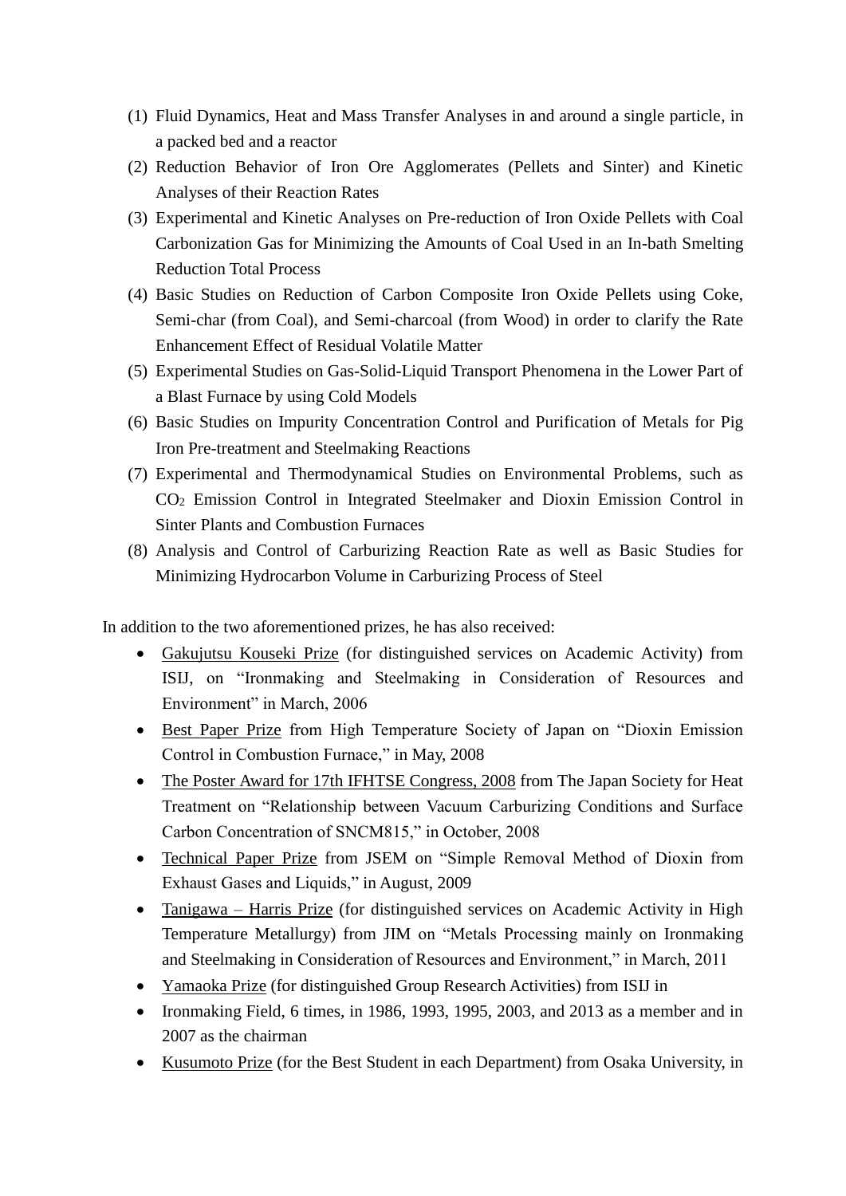(1) Fluid Dynamics, Heat and Mass Transfer Analyses in and around a single particle, in a packed bed and a reactor
(2) Reduction Behavior of Iron Ore Agglomerates (Pellets and Sinter) and Kinetic Analyses of their Reaction Rates
(3) Experimental and Kinetic Analyses on Pre-reduction of Iron Oxide Pellets with Coal Carbonization Gas for Minimizing the Amounts of Coal Used in an In-bath Smelting Reduction Total Process
(4) Basic Studies on Reduction of Carbon Composite Iron Oxide Pellets using Coke, Semi-char (from Coal), and Semi-charcoal (from Wood) in order to clarify the Rate Enhancement Effect of Residual Volatile Matter
(5) Experimental Studies on Gas-Solid-Liquid Transport Phenomena in the Lower Part of a Blast Furnace by using Cold Models
(6) Basic Studies on Impurity Concentration Control and Purification of Metals for Pig Iron Pre-treatment and Steelmaking Reactions
(7) Experimental and Thermodynamical Studies on Environmental Problems, such as $CO_2$ Emission Control in Integrated Steelmaker and Dioxin Emission Control in Sinter Plants and Combustion Furnaces
(8) Analysis and Control of Carburizing Reaction Rate as well as Basic Studies for Minimizing Hydrocarbon Volume in Carburizing Process of Steel

In addition to the two aforementioned prizes, he has also received:

- Gakujutsu Kouseki Prize (for distinguished services on Academic Activity) from ISIJ, on “Ironmaking and Steelmaking in Consideration of Resources and Environment” in March, 2006
- Best Paper Prize from High Temperature Society of Japan on “Dioxin Emission Control in Combustion Furnace,” in May, 2008
- The Poster Award for 17th IFHTSE Congress, 2008 from The Japan Society for Heat Treatment on “Relationship between Vacuum Carburizing Conditions and Surface Carbon Concentration of SNCM815,” in October, 2008
- Technical Paper Prize from JSEM on “Simple Removal Method of Dioxin from Exhaust Gases and Liquids,” in August, 2009
- Tanigawa – Harris Prize (for distinguished services on Academic Activity in High Temperature Metallurgy) from JIM on “Metals Processing mainly on Ironmaking and Steelmaking in Consideration of Resources and Environment,” in March, 2011
- Yamaoka Prize (for distinguished Group Research Activities) from ISIJ in
- Ironmaking Field, 6 times, in 1986, 1993, 1995, 2003, and 2013 as a member and in 2007 as the chairman
- Kusumoto Prize (for the Best Student in each Department) from Osaka University, in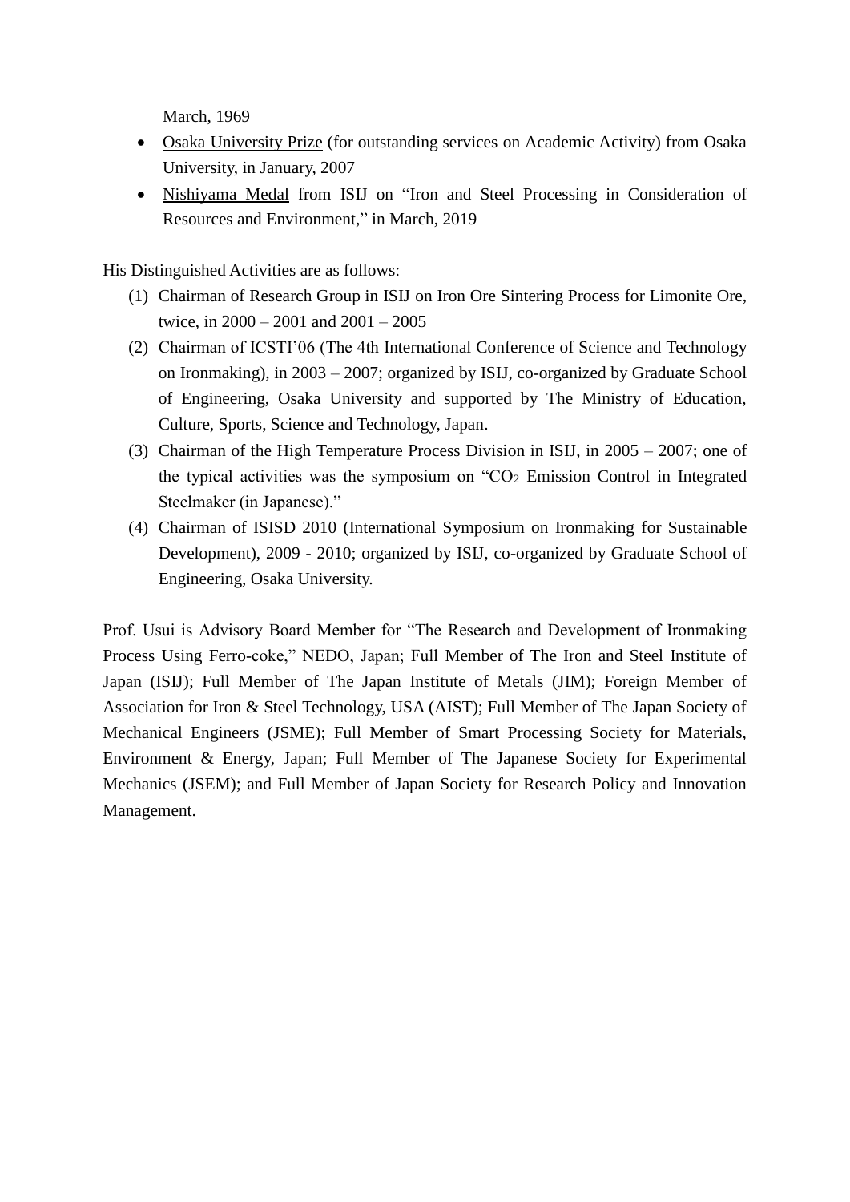March, 1969

- Osaka University Prize (for outstanding services on Academic Activity) from Osaka University, in January, 2007
- Nishiyama Medal from ISIJ on "Iron and Steel Processing in Consideration of Resources and Environment," in March, 2019

His Distinguished Activities are as follows:

(1) Chairman of Research Group in ISIJ on Iron Ore Sintering Process for Limonite Ore, twice, in 2000 – 2001 and 2001 – 2005
(2) Chairman of ICSTI'06 (The 4th International Conference of Science and Technology on Ironmaking), in 2003 – 2007; organized by ISIJ, co-organized by Graduate School of Engineering, Osaka University and supported by The Ministry of Education, Culture, Sports, Science and Technology, Japan.
(3) Chairman of the High Temperature Process Division in ISIJ, in 2005 – 2007; one of the typical activities was the symposium on "$CO_2$ Emission Control in Integrated Steelmaker (in Japanese)."
(4) Chairman of ISISD 2010 (International Symposium on Ironmaking for Sustainable Development), 2009 - 2010; organized by ISIJ, co-organized by Graduate School of Engineering, Osaka University.

Prof. Usui is Advisory Board Member for "The Research and Development of Ironmaking Process Using Ferro-coke," NEDO, Japan; Full Member of The Iron and Steel Institute of Japan (ISIJ); Full Member of The Japan Institute of Metals (JIM); Foreign Member of Association for Iron & Steel Technology, USA (AIST); Full Member of The Japan Society of Mechanical Engineers (JSME); Full Member of Smart Processing Society for Materials, Environment & Energy, Japan; Full Member of The Japanese Society for Experimental Mechanics (JSEM); and Full Member of Japan Society for Research Policy and Innovation Management.